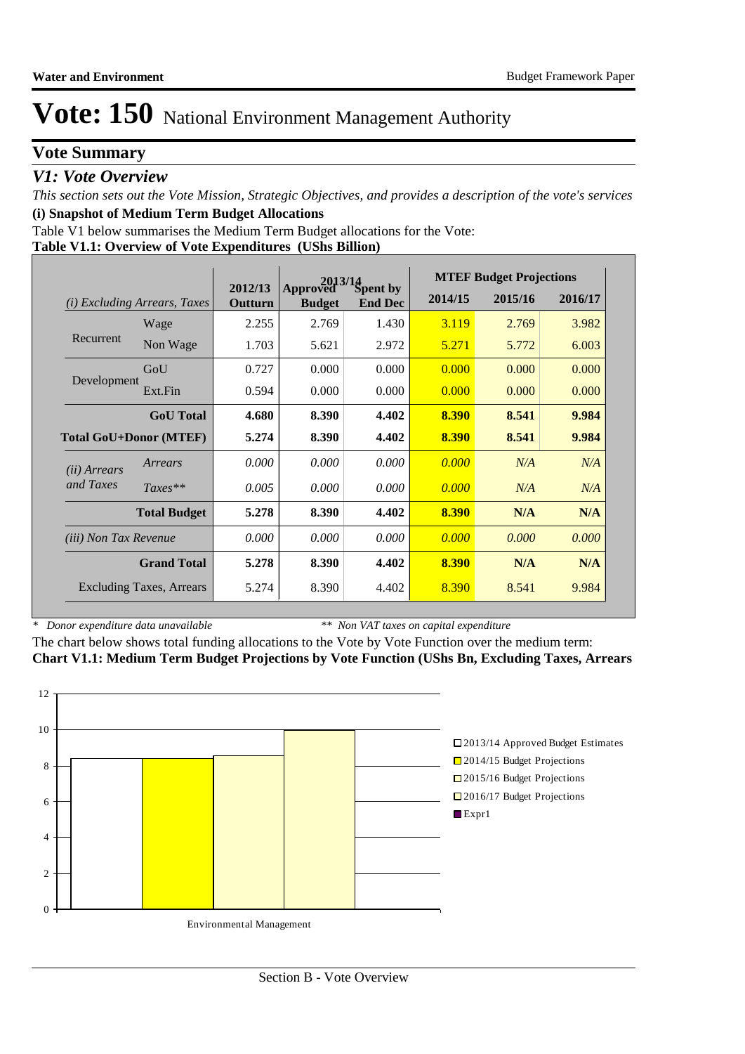# Vote: 150 National Environment Management Authority

## Vote Summary

### *V1: Vote Overview*

*This section sets out the Vote Mission, Strategic Objectives, and provides a description of the vote's services*

**(i) Snapshot of Medium Term Budget Allocations**

Table V1 below summarises the Medium Term Budget allocations for the Vote:

**Table V1.1: Overview of Vote Expenditures (UShs Billion)**

| *(i) Excluding Arrears, Taxes* | | 2012/13 Outturn | 2013/14 Approved Budget | 2013/14 Spent by End Dec | MTEF Budget Projections 2014/15 | 2015/16 | 2016/17 |
|---|---|---|---|---|---|---|---|
| Recurrent | Wage | 2.255 | 2.769 | 1.430 | 3.119 | 2.769 | 3.982 |
| | Non Wage | 1.703 | 5.621 | 2.972 | 5.271 | 5.772 | 6.003 |
| Development | GoU | 0.727 | 0.000 | 0.000 | 0.000 | 0.000 | 0.000 |
| | Ext.Fin | 0.594 | 0.000 | 0.000 | 0.000 | 0.000 | 0.000 |
| | **GoU Total** | **4.680** | **8.390** | **4.402** | **8.390** | **8.541** | **9.984** |
| **Total GoU+Donor (MTEF)** | | **5.274** | **8.390** | **4.402** | **8.390** | **8.541** | **9.984** |
| *(ii) Arrears and Taxes* | *Arrears* | *0.000* | *0.000* | *0.000* | *0.000* | *N/A* | *N/A* |
| | *Taxes*** | *0.005* | *0.000* | *0.000* | *0.000* | *N/A* | *N/A* |
| | **Total Budget** | **5.278** | **8.390** | **4.402** | **8.390** | **N/A** | **N/A** |
| *(iii) Non Tax Revenue* | | *0.000* | *0.000* | *0.000* | *0.000* | *0.000* | *0.000* |
| | **Grand Total** | **5.278** | **8.390** | **4.402** | **8.390** | **N/A** | **N/A** |
| Excluding Taxes, Arrears | | 5.274 | 8.390 | 4.402 | 8.390 | 8.541 | 9.984 |

\* *Donor expenditure data unavailable* ** *Non VAT taxes on capital expenditure*

The chart below shows total funding allocations to the Vote by Vote Function over the medium term:

**Chart V1.1: Medium Term Budget Projections by Vote Function (UShs Bn, Excluding Taxes, Arrears**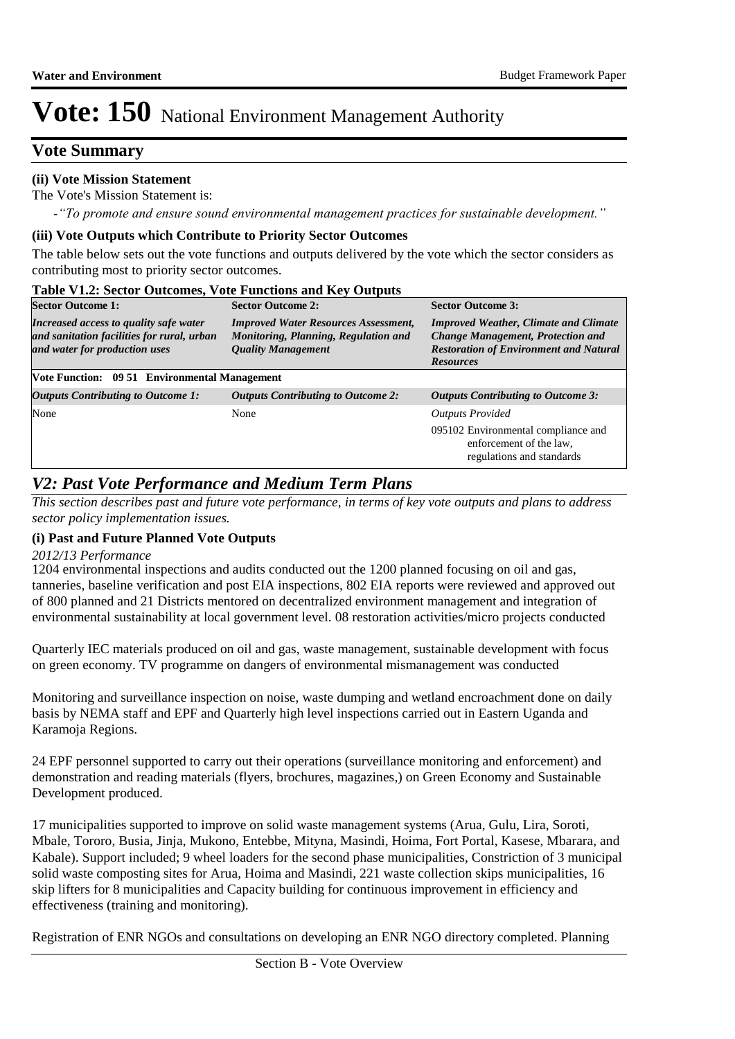# Vote: 150 National Environment Management Authority

## Vote Summary

**(ii) Vote Mission Statement**

The Vote's Mission Statement is:

*-"To promote and ensure sound environmental management practices for sustainable development."*

**(iii) Vote Outputs which Contribute to Priority Sector Outcomes**

The table below sets out the vote functions and outputs delivered by the vote which the sector considers as contributing most to priority sector outcomes.

**Table V1.2: Sector Outcomes, Vote Functions and Key Outputs**

| **Sector Outcome 1:** | **Sector Outcome 2:** | **Sector Outcome 3:** |
|---|---|---|
| ***Increased access to quality safe water and sanitation facilities for rural, urban and water for production uses*** | ***Improved Water Resources Assessment, Monitoring, Planning, Regulation and Quality Management*** | ***Improved Weather, Climate and Climate Change Management, Protection and Restoration of Environment and Natural Resources*** |
| **Vote Function: 09 51 Environmental Management** | | |
| ***Outputs Contributing to Outcome 1:*** | ***Outputs Contributing to Outcome 2:*** | ***Outputs Contributing to Outcome 3:*** |
| None | None | *Outputs Provided*<br>095102 Environmental compliance and enforcement of the law, regulations and standards |

## *V2: Past Vote Performance and Medium Term Plans*

*This section describes past and future vote performance, in terms of key vote outputs and plans to address sector policy implementation issues.*

**(i) Past and Future Planned Vote Outputs**

*2012/13 Performance*

1204 environmental inspections and audits conducted out the 1200 planned focusing on oil and gas, tanneries, baseline verification and post EIA inspections, 802 EIA reports were reviewed and approved out of 800 planned and 21 Districts mentored on decentralized environment management and integration of environmental sustainability at local government level. 08 restoration activities/micro projects conducted

Quarterly IEC materials produced on oil and gas, waste management, sustainable development with focus on green economy. TV programme on dangers of environmental mismanagement was conducted

Monitoring and surveillance inspection on noise, waste dumping and wetland encroachment done on daily basis by NEMA staff and EPF and Quarterly high level inspections carried out in Eastern Uganda and Karamoja Regions.

24 EPF personnel supported to carry out their operations (surveillance monitoring and enforcement) and demonstration and reading materials (flyers, brochures, magazines,) on Green Economy and Sustainable Development produced.

17 municipalities supported to improve on solid waste management systems (Arua, Gulu, Lira, Soroti, Mbale, Tororo, Busia, Jinja, Mukono, Entebbe, Mityna, Masindi, Hoima, Fort Portal, Kasese, Mbarara, and Kabale). Support included; 9 wheel loaders for the second phase municipalities, Constriction of 3 municipal solid waste composting sites for Arua, Hoima and Masindi, 221 waste collection skips municipalities, 16 skip lifters for 8 municipalities and Capacity building for continuous improvement in efficiency and effectiveness (training and monitoring).

Registration of ENR NGOs and consultations on developing an ENR NGO directory completed. Planning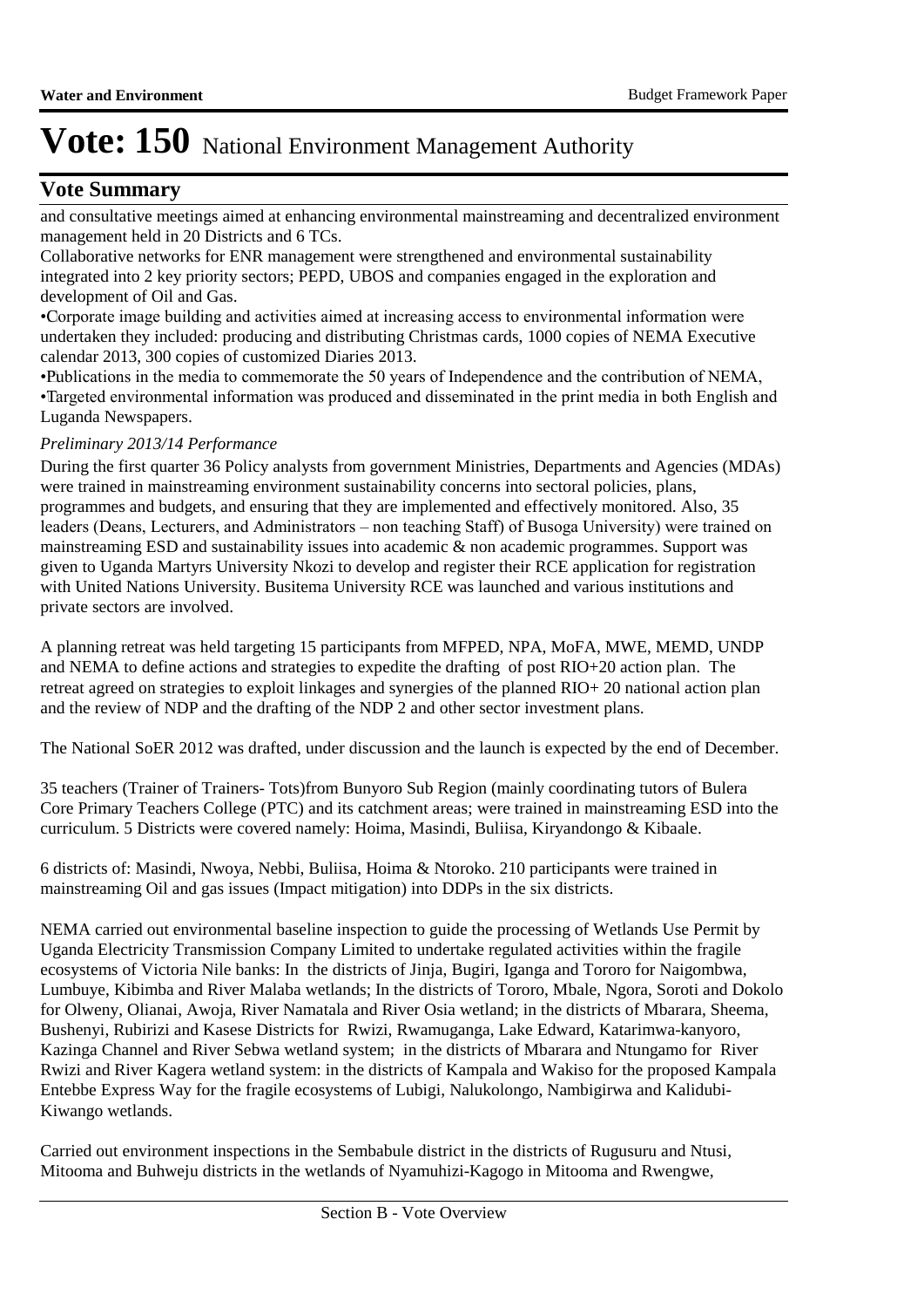# Vote: 150 National Environment Management Authority

## Vote Summary

and consultative meetings aimed at enhancing environmental mainstreaming and decentralized environment management held in 20 Districts and 6 TCs.

Collaborative networks for ENR management were strengthened and environmental sustainability integrated into 2 key priority sectors; PEPD, UBOS and companies engaged in the exploration and development of Oil and Gas.

•Corporate image building and activities aimed at increasing access to environmental information were undertaken they included: producing and distributing Christmas cards, 1000 copies of NEMA Executive calendar 2013, 300 copies of customized Diaries 2013.

•Publications in the media to commemorate the 50 years of Independence and the contribution of NEMA,

•Targeted environmental information was produced and disseminated in the print media in both English and Luganda Newspapers.

*Preliminary 2013/14 Performance*

During the first quarter 36 Policy analysts from government Ministries, Departments and Agencies (MDAs) were trained in mainstreaming environment sustainability concerns into sectoral policies, plans, programmes and budgets, and ensuring that they are implemented and effectively monitored. Also, 35 leaders (Deans, Lecturers, and Administrators – non teaching Staff) of Busoga University) were trained on mainstreaming ESD and sustainability issues into academic & non academic programmes. Support was given to Uganda Martyrs University Nkozi to develop and register their RCE application for registration with United Nations University. Busitema University RCE was launched and various institutions and private sectors are involved.

A planning retreat was held targeting 15 participants from MFPED, NPA, MoFA, MWE, MEMD, UNDP and NEMA to define actions and strategies to expedite the drafting of post RIO+20 action plan. The retreat agreed on strategies to exploit linkages and synergies of the planned RIO+ 20 national action plan and the review of NDP and the drafting of the NDP 2 and other sector investment plans.

The National SoER 2012 was drafted, under discussion and the launch is expected by the end of December.

35 teachers (Trainer of Trainers- Tots)from Bunyoro Sub Region (mainly coordinating tutors of Bulera Core Primary Teachers College (PTC) and its catchment areas; were trained in mainstreaming ESD into the curriculum. 5 Districts were covered namely: Hoima, Masindi, Buliisa, Kiryandongo & Kibaale.

6 districts of: Masindi, Nwoya, Nebbi, Buliisa, Hoima & Ntoroko. 210 participants were trained in mainstreaming Oil and gas issues (Impact mitigation) into DDPs in the six districts.

NEMA carried out environmental baseline inspection to guide the processing of Wetlands Use Permit by Uganda Electricity Transmission Company Limited to undertake regulated activities within the fragile ecosystems of Victoria Nile banks: In the districts of Jinja, Bugiri, Iganga and Tororo for Naigombwa, Lumbuye, Kibimba and River Malaba wetlands; In the districts of Tororo, Mbale, Ngora, Soroti and Dokolo for Olweny, Olianai, Awoja, River Namatala and River Osia wetland; in the districts of Mbarara, Sheema, Bushenyi, Rubirizi and Kasese Districts for Rwizi, Rwamuganga, Lake Edward, Katarimwa-kanyoro, Kazinga Channel and River Sebwa wetland system; in the districts of Mbarara and Ntungamo for River Rwizi and River Kagera wetland system: in the districts of Kampala and Wakiso for the proposed Kampala Entebbe Express Way for the fragile ecosystems of Lubigi, Nalukolongo, Nambigirwa and Kalidubi-Kiwango wetlands.

Carried out environment inspections in the Sembabule district in the districts of Rugusuru and Ntusi, Mitooma and Buhweju districts in the wetlands of Nyamuhizi-Kagogo in Mitooma and Rwengwe,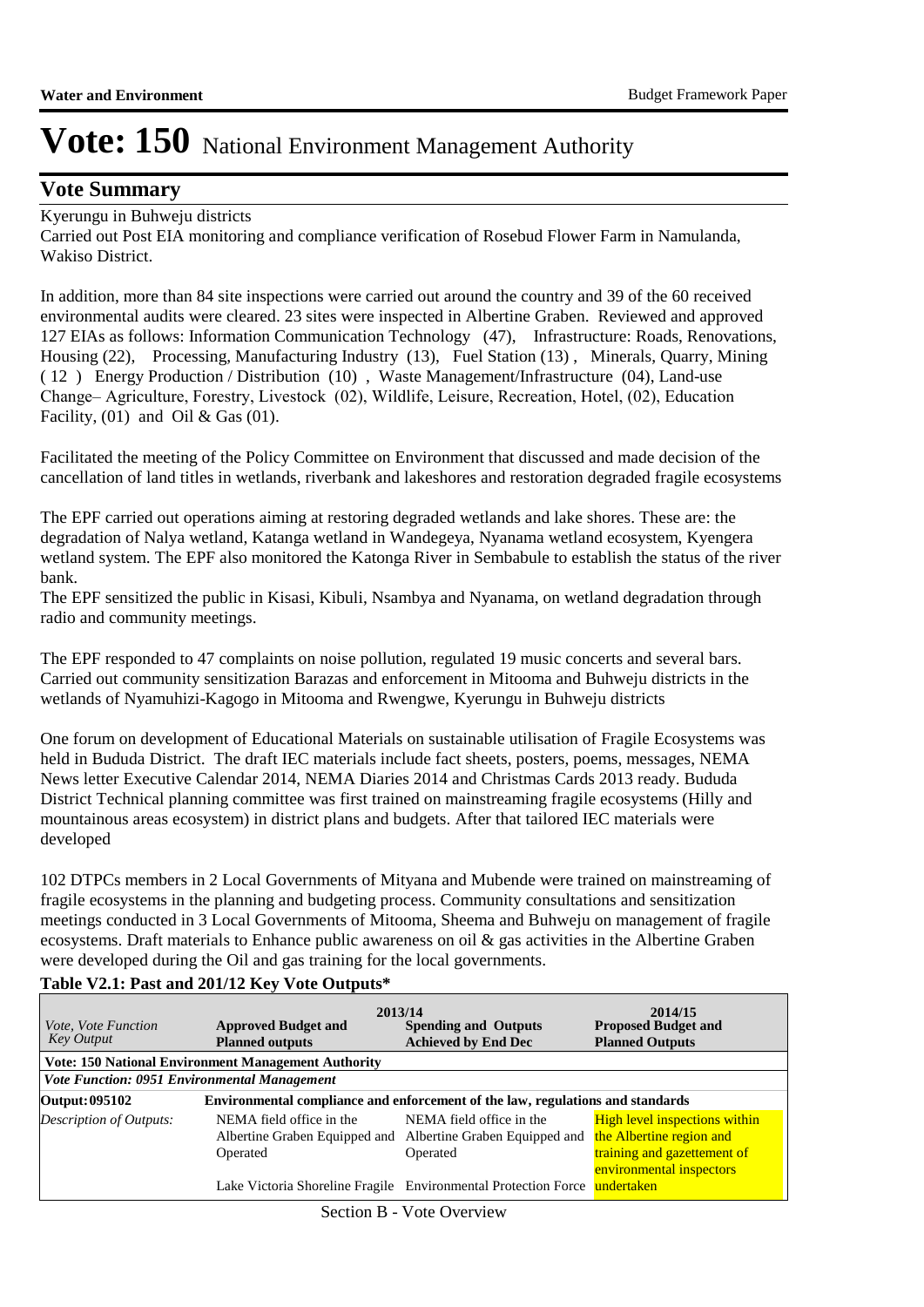# Vote: 150 National Environment Management Authority

## Vote Summary

Kyerungu in Buhweju districts

Carried out Post EIA monitoring and compliance verification of Rosebud Flower Farm in Namulanda, Wakiso District.

In addition, more than 84 site inspections were carried out around the country and 39 of the 60 received environmental audits were cleared. 23 sites were inspected in Albertine Graben. Reviewed and approved 127 EIAs as follows: Information Communication Technology (47), Infrastructure: Roads, Renovations, Housing (22), Processing, Manufacturing Industry (13), Fuel Station (13) , Minerals, Quarry, Mining ( 12 ) Energy Production / Distribution (10) , Waste Management/Infrastructure (04), Land-use Change– Agriculture, Forestry, Livestock (02), Wildlife, Leisure, Recreation, Hotel, (02), Education Facility, (01) and Oil & Gas (01).

Facilitated the meeting of the Policy Committee on Environment that discussed and made decision of the cancellation of land titles in wetlands, riverbank and lakeshores and restoration degraded fragile ecosystems

The EPF carried out operations aiming at restoring degraded wetlands and lake shores. These are: the degradation of Nalya wetland, Katanga wetland in Wandegeya, Nyanama wetland ecosystem, Kyengera wetland system. The EPF also monitored the Katonga River in Sembabule to establish the status of the river bank.

The EPF sensitized the public in Kisasi, Kibuli, Nsambya and Nyanama, on wetland degradation through radio and community meetings.

The EPF responded to 47 complaints on noise pollution, regulated 19 music concerts and several bars. Carried out community sensitization Barazas and enforcement in Mitooma and Buhweju districts in the wetlands of Nyamuhizi-Kagogo in Mitooma and Rwengwe, Kyerungu in Buhweju districts

One forum on development of Educational Materials on sustainable utilisation of Fragile Ecosystems was held in Bududa District. The draft IEC materials include fact sheets, posters, poems, messages, NEMA News letter Executive Calendar 2014, NEMA Diaries 2014 and Christmas Cards 2013 ready. Bududa District Technical planning committee was first trained on mainstreaming fragile ecosystems (Hilly and mountainous areas ecosystem) in district plans and budgets. After that tailored IEC materials were developed

102 DTPCs members in 2 Local Governments of Mityana and Mubende were trained on mainstreaming of fragile ecosystems in the planning and budgeting process. Community consultations and sensitization meetings conducted in 3 Local Governments of Mitooma, Sheema and Buhweju on management of fragile ecosystems. Draft materials to Enhance public awareness on oil & gas activities in the Albertine Graben were developed during the Oil and gas training for the local governments.

**Table V2.1: Past and 201/12 Key Vote Outputs***

| *Vote, Vote Function Key Output* | 2013/14 **Approved Budget and Planned outputs** | **Spending and Outputs Achieved by End Dec** | 2014/15 **Proposed Budget and Planned Outputs** |
|---|---|---|---|
| **Vote: 150 National Environment Management Authority** | | | |
| ***Vote Function: 0951 Environmental Management*** | | | |
| **Output: 095102** | **Environmental compliance and enforcement of the law, regulations and standards** | | |
| *Description of Outputs:* | NEMA field office in the Albertine Graben Equipped and Operated<br><br>Lake Victoria Shoreline Fragile | NEMA field office in the Albertine Graben Equipped and Operated<br><br>Environmental Protection Force | High level inspections within the Albertine region and training and gazettement of environmental inspectors undertaken |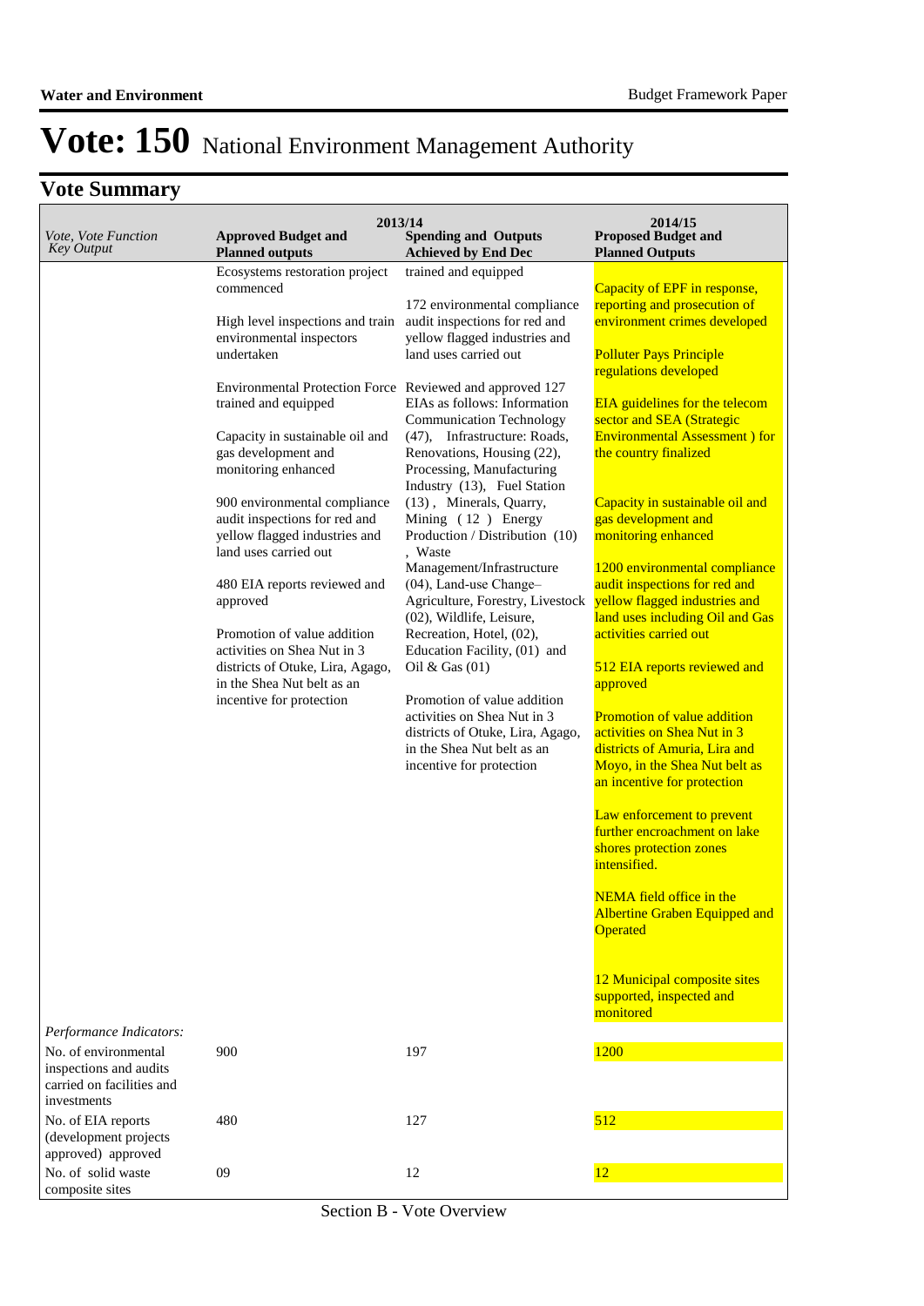# Vote: 150 National Environment Management Authority

## Vote Summary

| *Vote, Vote Function Key Output* | 2013/14 **Approved Budget and Planned outputs** | 2013/14 **Spending and Outputs Achieved by End Dec** | 2014/15 **Proposed Budget and Planned Outputs** |
|---|---|---|---|
| | Ecosystems restoration project commenced<br><br>High level inspections and train environmental inspectors undertaken<br><br>Environmental Protection Force trained and equipped<br><br>Capacity in sustainable oil and gas development and monitoring enhanced<br><br>900 environmental compliance audit inspections for red and yellow flagged industries and land uses carried out<br><br>480 EIA reports reviewed and approved<br><br>Promotion of value addition activities on Shea Nut in 3 districts of Otuke, Lira, Agago, in the Shea Nut belt as an incentive for protection | trained and equipped<br><br>172 environmental compliance audit inspections for red and yellow flagged industries and land uses carried out<br><br>Reviewed and approved 127 EIAs as follows: Information Communication Technology (47), Infrastructure: Roads, Renovations, Housing (22), Processing, Manufacturing Industry (13), Fuel Station (13), Minerals, Quarry, Mining (12) Energy Production / Distribution (10) , Waste Management/Infrastructure (04), Land-use Change– Agriculture, Forestry, Livestock (02), Wildlife, Leisure, Recreation, Hotel, (02), Education Facility, (01) and Oil & Gas (01)<br><br>Promotion of value addition activities on Shea Nut in 3 districts of Otuke, Lira, Agago, in the Shea Nut belt as an incentive for protection | Capacity of EPF in response, reporting and prosecution of environment crimes developed<br><br>Polluter Pays Principle regulations developed<br><br>EIA guidelines for the telecom sector and SEA (Strategic Environmental Assessment ) for the country finalized<br><br>Capacity in sustainable oil and gas development and monitoring enhanced<br><br>1200 environmental compliance audit inspections for red and yellow flagged industries and land uses including Oil and Gas activities carried out<br><br>512 EIA reports reviewed and approved<br><br>Promotion of value addition activities on Shea Nut in 3 districts of Amuria, Lira and Moyo, in the Shea Nut belt as an incentive for protection<br><br>Law enforcement to prevent further encroachment on lake shores protection zones intensified.<br><br>NEMA field office in the Albertine Graben Equipped and Operated<br><br>12 Municipal composite sites supported, inspected and monitored |
| *Performance Indicators:* | | | |
| No. of environmental inspections and audits carried on facilities and investments | 900 | 197 | 1200 |
| No. of EIA reports (development projects approved) approved | 480 | 127 | 512 |
| No. of solid waste composite sites | 09 | 12 | 12 |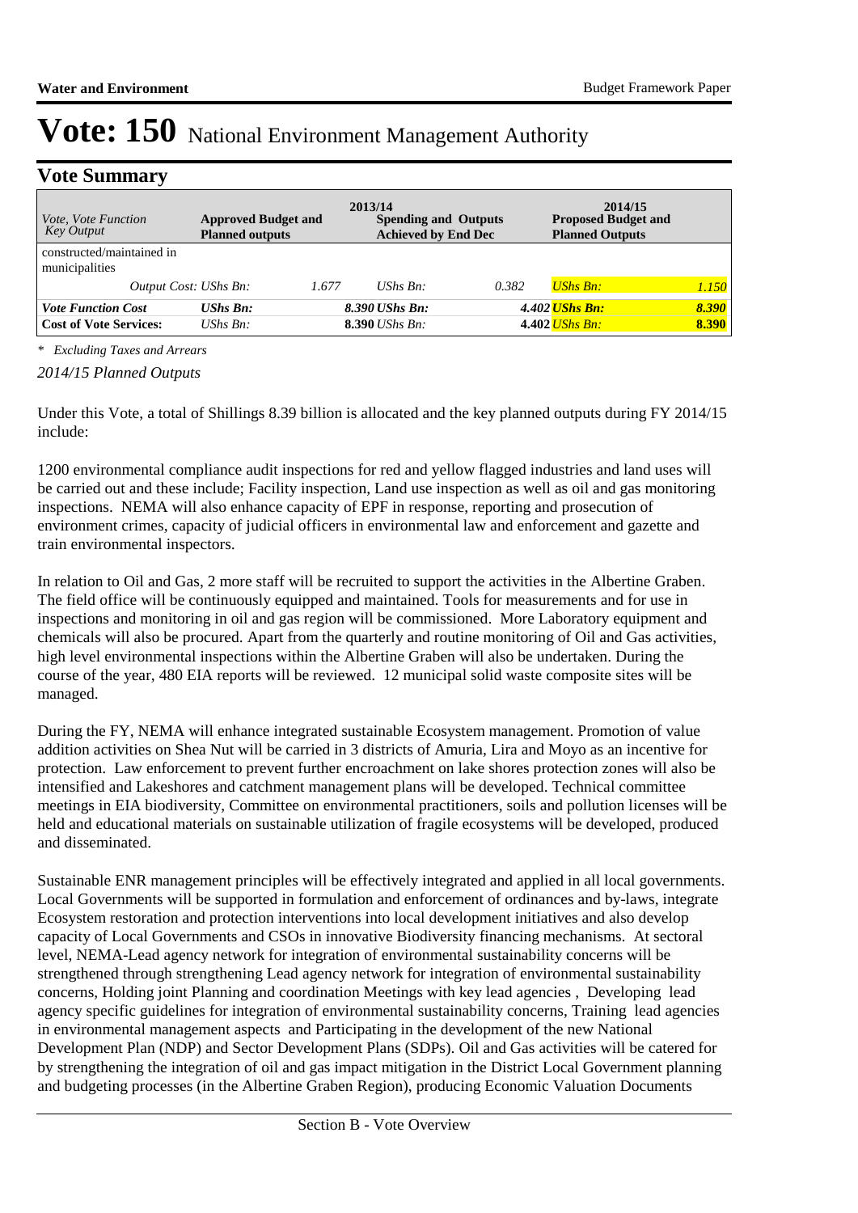# Vote: 150 National Environment Management Authority

## Vote Summary

| *Vote, Vote Function Key Output* | **2013/14** **Approved Budget and Planned outputs** | | **Spending and Outputs Achieved by End Dec** | | **2014/15 Proposed Budget and Planned Outputs** | |
|---|---|---|---|---|---|---|
| constructed/maintained in municipalities | | | | | | |
| *Output Cost: UShs Bn:* | | *1.677* | *UShs Bn:* | *0.382* | *UShs Bn:* | *1.150* |
| ***Vote Function Cost*** | ***UShs Bn:*** | | ***8.390 UShs Bn:*** | | ***4.402 UShs Bn:*** | ***8.390*** |
| **Cost of Vote Services:** | *UShs Bn:* | | **8.390** *UShs Bn:* | | **4.402** *UShs Bn:* | **8.390** |

*\* Excluding Taxes and Arrears*

*2014/15 Planned Outputs*

Under this Vote, a total of Shillings 8.39 billion is allocated and the key planned outputs during FY 2014/15 include:

1200 environmental compliance audit inspections for red and yellow flagged industries and land uses will be carried out and these include; Facility inspection, Land use inspection as well as oil and gas monitoring inspections. NEMA will also enhance capacity of EPF in response, reporting and prosecution of environment crimes, capacity of judicial officers in environmental law and enforcement and gazette and train environmental inspectors.

In relation to Oil and Gas, 2 more staff will be recruited to support the activities in the Albertine Graben. The field office will be continuously equipped and maintained. Tools for measurements and for use in inspections and monitoring in oil and gas region will be commissioned. More Laboratory equipment and chemicals will also be procured. Apart from the quarterly and routine monitoring of Oil and Gas activities, high level environmental inspections within the Albertine Graben will also be undertaken. During the course of the year, 480 EIA reports will be reviewed. 12 municipal solid waste composite sites will be managed.

During the FY, NEMA will enhance integrated sustainable Ecosystem management. Promotion of value addition activities on Shea Nut will be carried in 3 districts of Amuria, Lira and Moyo as an incentive for protection. Law enforcement to prevent further encroachment on lake shores protection zones will also be intensified and Lakeshores and catchment management plans will be developed. Technical committee meetings in EIA biodiversity, Committee on environmental practitioners, soils and pollution licenses will be held and educational materials on sustainable utilization of fragile ecosystems will be developed, produced and disseminated.

Sustainable ENR management principles will be effectively integrated and applied in all local governments. Local Governments will be supported in formulation and enforcement of ordinances and by-laws, integrate Ecosystem restoration and protection interventions into local development initiatives and also develop capacity of Local Governments and CSOs in innovative Biodiversity financing mechanisms. At sectoral level, NEMA-Lead agency network for integration of environmental sustainability concerns will be strengthened through strengthening Lead agency network for integration of environmental sustainability concerns, Holding joint Planning and coordination Meetings with key lead agencies , Developing lead agency specific guidelines for integration of environmental sustainability concerns, Training lead agencies in environmental management aspects and Participating in the development of the new National Development Plan (NDP) and Sector Development Plans (SDPs). Oil and Gas activities will be catered for by strengthening the integration of oil and gas impact mitigation in the District Local Government planning and budgeting processes (in the Albertine Graben Region), producing Economic Valuation Documents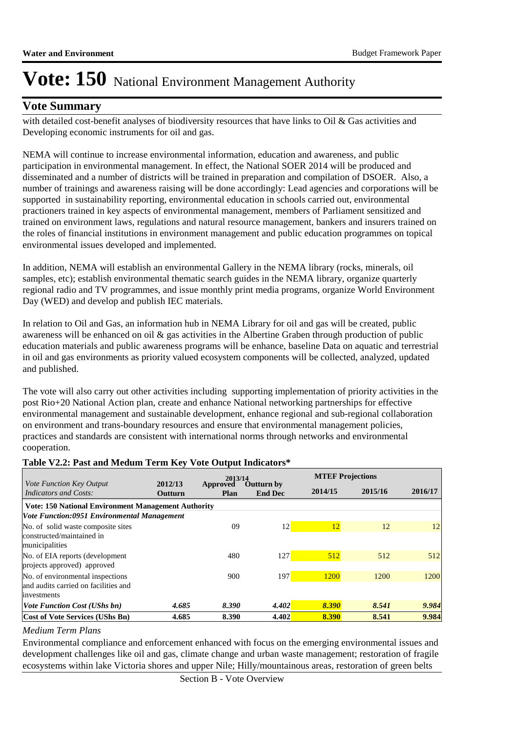# Vote: 150 National Environment Management Authority

## Vote Summary

with detailed cost-benefit analyses of biodiversity resources that have links to Oil & Gas activities and Developing economic instruments for oil and gas.

NEMA will continue to increase environmental information, education and awareness, and public participation in environmental management. In effect, the National SOER 2014 will be produced and disseminated and a number of districts will be trained in preparation and compilation of DSOER. Also, a number of trainings and awareness raising will be done accordingly: Lead agencies and corporations will be supported in sustainability reporting, environmental education in schools carried out, environmental practioners trained in key aspects of environmental management, members of Parliament sensitized and trained on environment laws, regulations and natural resource management, bankers and insurers trained on the roles of financial institutions in environment management and public education programmes on topical environmental issues developed and implemented.

In addition, NEMA will establish an environmental Gallery in the NEMA library (rocks, minerals, oil samples, etc); establish environmental thematic search guides in the NEMA library, organize quarterly regional radio and TV programmes, and issue monthly print media programs, organize World Environment Day (WED) and develop and publish IEC materials.

In relation to Oil and Gas, an information hub in NEMA Library for oil and gas will be created, public awareness will be enhanced on oil & gas activities in the Albertine Graben through production of public education materials and public awareness programs will be enhance, baseline Data on aquatic and terrestrial in oil and gas environments as priority valued ecosystem components will be collected, analyzed, updated and published.

The vote will also carry out other activities including supporting implementation of priority activities in the post Rio+20 National Action plan, create and enhance National networking partnerships for effective environmental management and sustainable development, enhance regional and sub-regional collaboration on environment and trans-boundary resources and ensure that environmental management policies, practices and standards are consistent with international norms through networks and environmental cooperation.

**Table V2.2: Past and Medum Term Key Vote Output Indicators***

| *Vote Function Key Output Indicators and Costs:* | 2012/13 Outturn | 2013/14 Approved Plan | 2013/14 Outturn by End Dec | MTEF Projections 2014/15 | MTEF Projections 2015/16 | MTEF Projections 2016/17 |
|---|---|---|---|---|---|---|
| **Vote: 150 National Environment Management Authority** | | | | | | |
| ***Vote Function:0951 Environmental Management*** | | | | | | |
| No. of solid waste composite sites constructed/maintained in municipalities | | 09 | 12 | 12 | 12 | 12 |
| No. of EIA reports (development projects approved) approved | | 480 | 127 | 512 | 512 | 512 |
| No. of environmental inspections and audits carried out on facilities and investments | | 900 | 197 | 1200 | 1200 | 1200 |
| ***Vote Function Cost (UShs bn)*** | *4.685* | *8.390* | *4.402* | *8.390* | *8.541* | *9.984* |
| **Cost of Vote Services (UShs Bn)** | **4.685** | **8.390** | **4.402** | **8.390** | **8.541** | **9.984** |

*Medium Term Plans*

Environmental compliance and enforcement enhanced with focus on the emerging environmental issues and development challenges like oil and gas, climate change and urban waste management; restoration of fragile ecosystems within lake Victoria shores and upper Nile; Hilly/mountainous areas, restoration of green belts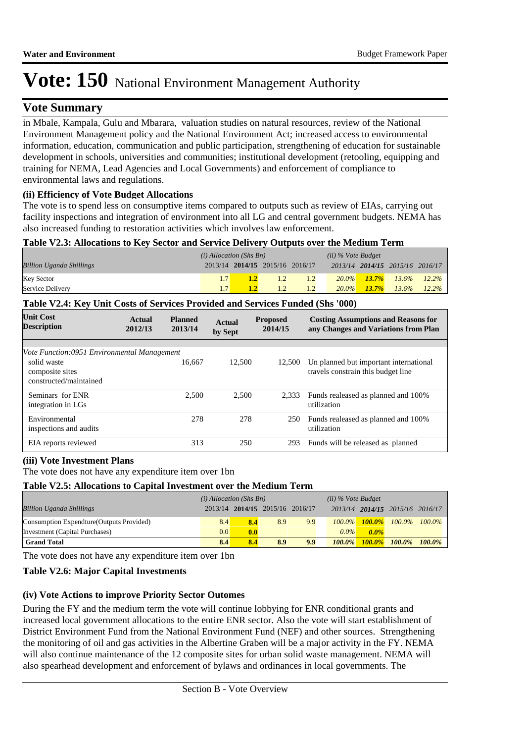# Vote: 150 National Environment Management Authority

## Vote Summary

in Mbale, Kampala, Gulu and Mbarara, valuation studies on natural resources, review of the National Environment Management policy and the National Environment Act; increased access to environmental information, education, communication and public participation, strengthening of education for sustainable development in schools, universities and communities; institutional development (retooling, equipping and training for NEMA, Lead Agencies and Local Governments) and enforcement of compliance to environmental laws and regulations.

**(ii) Efficiency of Vote Budget Allocations**

The vote is to spend less on consumptive items compared to outputs such as review of EIAs, carrying out facility inspections and integration of environment into all LG and central government budgets. NEMA has also increased funding to restoration activities which involves law enforcement.

**Table V2.3: Allocations to Key Sector and Service Delivery Outputs over the Medium Term**

| *Billion Uganda Shillings* | *(i) Allocation (Shs Bn)* 2013/14 | **2014/15** | 2015/16 | 2016/17 | *(ii) % Vote Budget* 2013/14 | **2014/15** | 2015/16 | 2016/17 |
|---|---|---|---|---|---|---|---|---|
| Key Sector | 1.7 | **1.2** | 1.2 | 1.2 | *20.0%* | ***13.7%*** | *13.6%* | *12.2%* |
| Service Delivery | 1.7 | **1.2** | 1.2 | 1.2 | *20.0%* | ***13.7%*** | *13.6%* | *12.2%* |

**Table V2.4: Key Unit Costs of Services Provided and Services Funded (Shs '000)**

| Unit Cost Description | Actual 2012/13 | Planned 2013/14 | Actual by Sept | Proposed 2014/15 | Costing Assumptions and Reasons for any Changes and Variations from Plan |
|---|---|---|---|---|---|
| *Vote Function:0951 Environmental Management* | | | | | |
| solid waste composite sites constructed/maintained | | 16,667 | 12,500 | 12,500 | Un planned but important international travels constrain this budget line |
| Seminars for ENR integration in LGs | | 2,500 | 2,500 | 2,333 | Funds realeased as planned and 100% utilization |
| Environmental inspections and audits | | 278 | 278 | 250 | Funds realeased as planned and 100% utilization |
| EIA reports reviewed | | 313 | 250 | 293 | Funds will be released as planned |

**(iii) Vote Investment Plans**

The vote does not have any expenditure item over 1bn

**Table V2.5: Allocations to Capital Investment over the Medium Term**

| *Billion Uganda Shillings* | *(i) Allocation (Shs Bn)* 2013/14 | **2014/15** | 2015/16 | 2016/17 | *(ii) % Vote Budget* 2013/14 | **2014/15** | 2015/16 | 2016/17 |
|---|---|---|---|---|---|---|---|---|
| Consumption Expendture(Outputs Provided) | 8.4 | **8.4** | 8.9 | 9.9 | *100.0%* | ***100.0%*** | *100.0%* | *100.0%* |
| Investment (Capital Purchases) | 0.0 | **0.0** | | | *0.0%* | ***0.0%*** | | |
| **Grand Total** | **8.4** | **8.4** | **8.9** | **9.9** | ***100.0%*** | ***100.0%*** | ***100.0%*** | ***100.0%*** |

The vote does not have any expenditure item over 1bn

**Table V2.6: Major Capital Investments**

**(iv) Vote Actions to improve Priority Sector Outomes**

During the FY and the medium term the vote will continue lobbying for ENR conditional grants and increased local government allocations to the entire ENR sector. Also the vote will start establishment of District Environment Fund from the National Environment Fund (NEF) and other sources. Strengthening the monitoring of oil and gas activities in the Albertine Graben will be a major activity in the FY. NEMA will also continue maintenance of the 12 composite sites for urban solid waste management. NEMA will also spearhead development and enforcement of bylaws and ordinances in local governments. The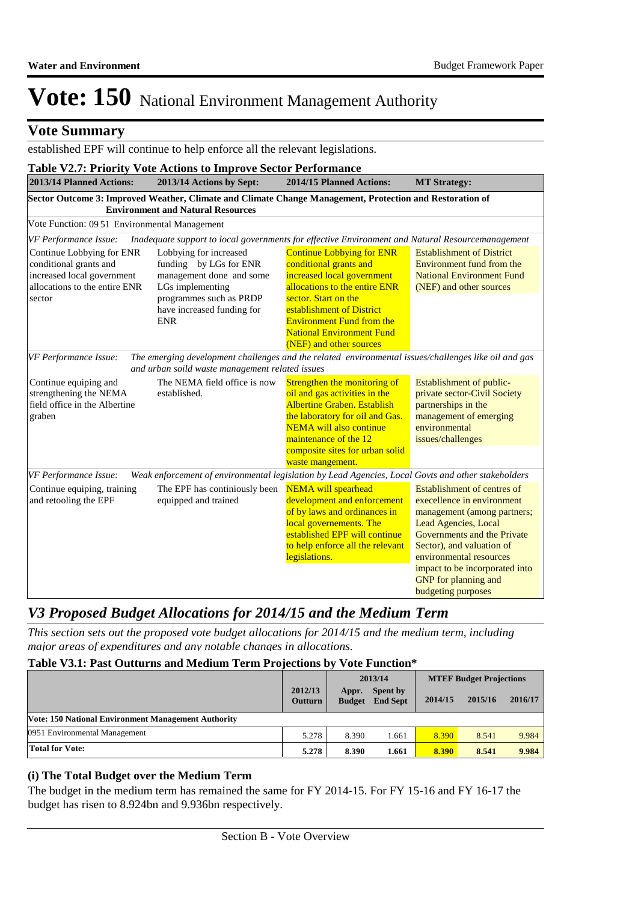# Vote: 150 National Environment Management Authority

## Vote Summary

established EPF will continue to help enforce all the relevant legislations.

**Table V2.7: Priority Vote Actions to Improve Sector Performance**

| 2013/14 Planned Actions: | 2013/14 Actions by Sept: | 2014/15 Planned Actions: | MT Strategy: |
|---|---|---|---|
| **Sector Outcome 3: Improved Weather, Climate and Climate Change Management, Protection and Restoration of Environment and Natural Resources** | | | |
| Vote Function: 09 51 Environmental Management | | | |
| *VF Performance Issue: Inadequate support to local governments for effective Environment and Natural Resourcemanagement* | | | |
| Continue Lobbying for ENR conditional grants and increased local government allocations to the entire ENR sector | Lobbying for increased funding by LGs for ENR management done and some LGs implementing programmes such as PRDP have increased funding for ENR | Continue Lobbying for ENR conditional grants and increased local government allocations to the entire ENR sector. Start on the establishment of District Environment Fund from the National Environment Fund (NEF) and other sources | Establishment of District Environment fund from the National Environment Fund (NEF) and other sources |
| *VF Performance Issue: The emerging development challenges and the related environmental issues/challenges like oil and gas and urban soild waste management related issues* | | | |
| Continue equiping and strengthening the NEMA field office in the Albertine graben | The NEMA field office is now established. | Strengthen the monitoring of oil and gas activities in the Albertine Graben. Establish the laboratory for oil and Gas. NEMA will also continue maintenance of the 12 composite sites for urban solid waste mangement. | Establishment of public-private sector-Civil Society partnerships in the management of emerging environmental issues/challenges |
| *VF Performance Issue: Weak enforcement of environmental legislation by Lead Agencies, Local Govts and other stakeholders* | | | |
| Continue equiping, training and retooling the EPF | The EPF has continiously been equipped and trained | NEMA will spearhead development and enforcement of by laws and ordinances in local governements. The established EPF will continue to help enforce all the relevant legislations. | Establishment of centres of execellence in environment management (among partners; Lead Agencies, Local Governments and the Private Sector), and valuation of environmental resources impact to be incorporated into GNP for planning and budgeting purposes |

## *V3 Proposed Budget Allocations for 2014/15 and the Medium Term*

*This section sets out the proposed vote budget allocations for 2014/15 and the medium term, including major areas of expenditures and any notable changes in allocations.*

**Table V3.1: Past Outturns and Medium Term Projections by Vote Function\***

| | 2012/13 Outturn | 2013/14 Appr. Budget | 2013/14 Spent by End Sept | MTEF Budget Projections 2014/15 | 2015/16 | 2016/17 |
|---|---|---|---|---|---|---|
| **Vote: 150 National Environment Management Authority** | | | | | | |
| 0951 Environmental Management | 5.278 | 8.390 | 1.661 | 8.390 | 8.541 | 9.984 |
| **Total for Vote:** | **5.278** | **8.390** | **1.661** | **8.390** | **8.541** | **9.984** |

### (i) The Total Budget over the Medium Term

The budget in the medium term has remained the same for FY 2014-15. For FY 15-16 and FY 16-17 the budget has risen to 8.924bn and 9.936bn respectively.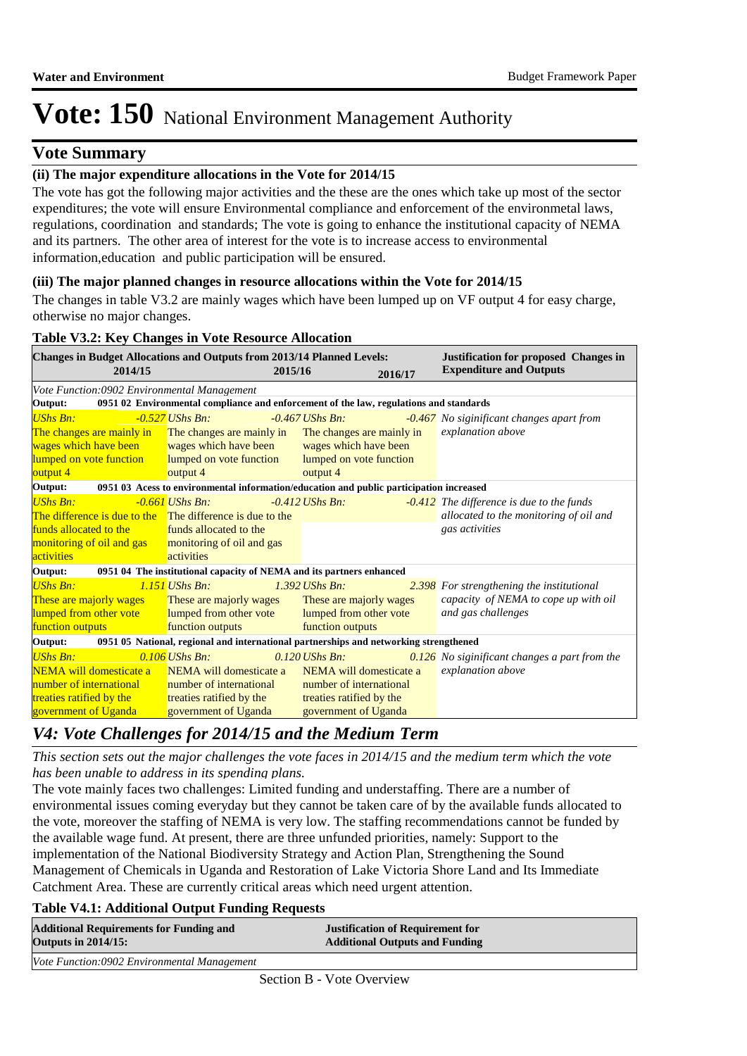# Vote: 150 National Environment Management Authority

## Vote Summary

### (ii) The major expenditure allocations in the Vote for 2014/15

The vote has got the following major activities and the these are the ones which take up most of the sector expenditures; the vote will ensure Environmental compliance and enforcement of the environmetal laws, regulations, coordination and standards; The vote is going to enhance the institutional capacity of NEMA and its partners. The other area of interest for the vote is to increase access to environmental information,education and public participation will be ensured.

### (iii) The major planned changes in resource allocations within the Vote for 2014/15

The changes in table V3.2 are mainly wages which have been lumped up on VF output 4 for easy charge, otherwise no major changes.

**Table V3.2: Key Changes in Vote Resource Allocation**

| Changes in Budget Allocations and Outputs from 2013/14 Planned Levels: 2014/15 | 2015/16 | 2016/17 | Justification for proposed Changes in Expenditure and Outputs |
|---|---|---|---|
| *Vote Function:0902 Environmental Management* | | | |
| **Output: 0951 02 Environmental compliance and enforcement of the law, regulations and standards** | | | |
| *UShs Bn: -0.527* The changes are mainly in wages which have been lumped on vote function output 4 | *UShs Bn: -0.467* The changes are mainly in wages which have been lumped on vote function output 4 | *UShs Bn: -0.467* The changes are mainly in wages which have been lumped on vote function output 4 | *No siginificant changes apart from explanation above* |
| **Output: 0951 03 Acess to environmental information/education and public participation increased** | | | |
| *UShs Bn: -0.661* The difference is due to the funds allocated to the monitoring of oil and gas activities | *UShs Bn: -0.412* The difference is due to the funds allocated to the monitoring of oil and gas activities | *UShs Bn: -0.412* | *The difference is due to the funds allocated to the monitoring of oil and gas activities* |
| **Output: 0951 04 The institutional capacity of NEMA and its partners enhanced** | | | |
| *UShs Bn: 1.151* These are majorly wages lumped from other vote function outputs | *UShs Bn: 1.392* These are majorly wages lumped from other vote function outputs | *UShs Bn: 2.398* These are majorly wages lumped from other vote function outputs | *For strengthening the institutional capacity of NEMA to cope up with oil and gas challenges* |
| **Output: 0951 05 National, regional and international partnerships and networking strengthened** | | | |
| *UShs Bn: 0.106* NEMA will domesticate a number of international treaties ratified by the government of Uganda | *UShs Bn: 0.120* NEMA will domesticate a number of international treaties ratified by the government of Uganda | *UShs Bn: 0.126* NEMA will domesticate a number of international treaties ratified by the government of Uganda | *No siginificant changes a part from the explanation above* |

## *V4: Vote Challenges for 2014/15 and the Medium Term*

*This section sets out the major challenges the vote faces in 2014/15 and the medium term which the vote has been unable to address in its spending plans.*

The vote mainly faces two challenges: Limited funding and understaffing. There are a number of environmental issues coming everyday but they cannot be taken care of by the available funds allocated to the vote, moreover the staffing of NEMA is very low. The staffing recommendations cannot be funded by the available wage fund. At present, there are three unfunded priorities, namely: Support to the implementation of the National Biodiversity Strategy and Action Plan, Strengthening the Sound Management of Chemicals in Uganda and Restoration of Lake Victoria Shore Land and Its Immediate Catchment Area. These are currently critical areas which need urgent attention.

**Table V4.1: Additional Output Funding Requests**

| Additional Requirements for Funding and Outputs in 2014/15: | Justification of Requirement for Additional Outputs and Funding |
|---|---|
| *Vote Function:0902 Environmental Management* | |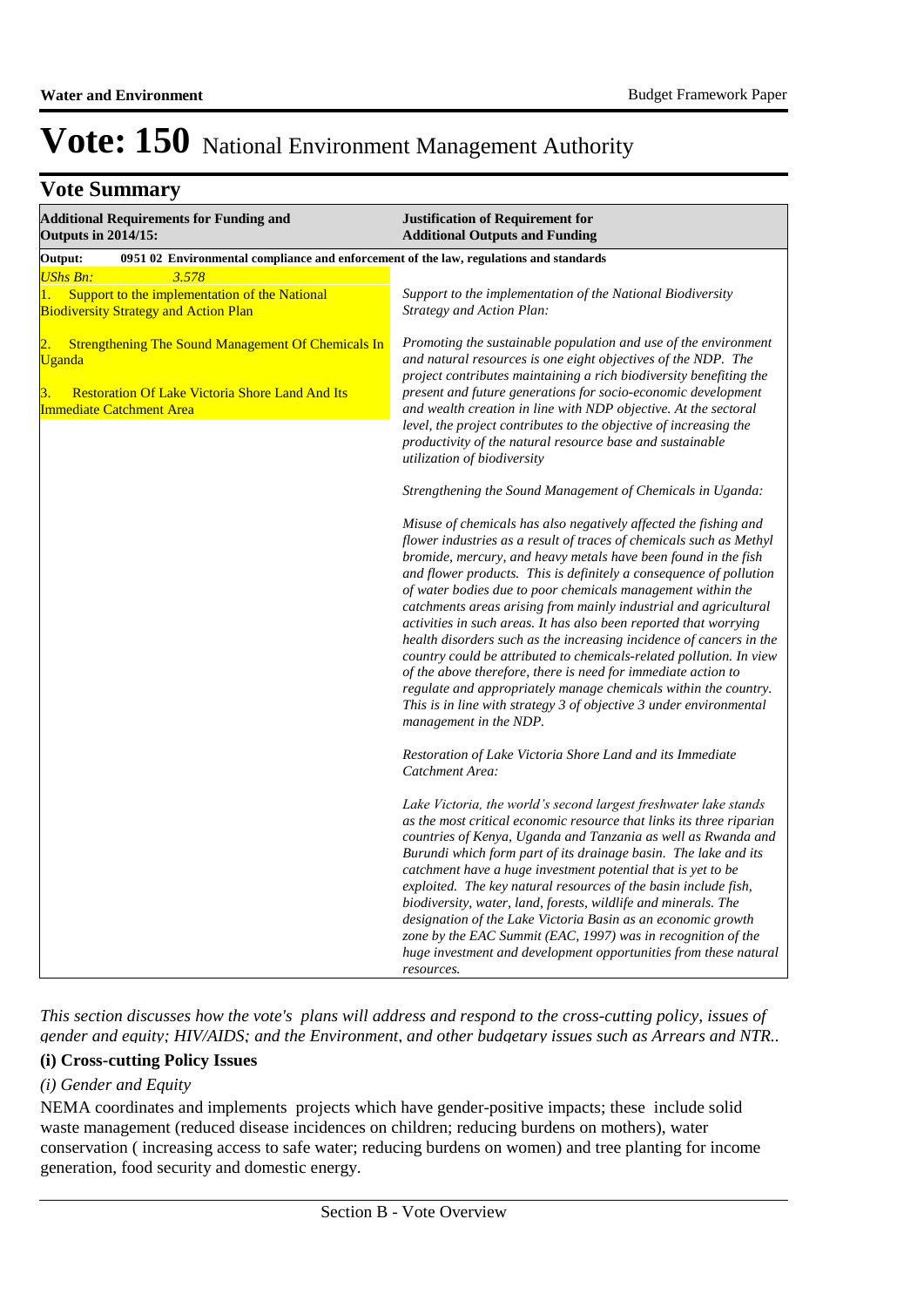# Vote: 150 National Environment Management Authority

## Vote Summary

| Additional Requirements for Funding and Outputs in 2014/15: | Justification of Requirement for Additional Outputs and Funding |
|---|---|
| **Output: 0951 02 Environmental compliance and enforcement of the law, regulations and standards** | |
| *UShs Bn: 3.578*<br><br>1. Support to the implementation of the National Biodiversity Strategy and Action Plan<br><br>2. Strengthening The Sound Management Of Chemicals In Uganda<br><br>3. Restoration Of Lake Victoria Shore Land And Its Immediate Catchment Area | *Support to the implementation of the National Biodiversity Strategy and Action Plan:*<br><br>*Promoting the sustainable population and use of the environment and natural resources is one eight objectives of the NDP. The project contributes maintaining a rich biodiversity benefiting the present and future generations for socio-economic development and wealth creation in line with NDP objective. At the sectoral level, the project contributes to the objective of increasing the productivity of the natural resource base and sustainable utilization of biodiversity*<br><br>*Strengthening the Sound Management of Chemicals in Uganda:*<br><br>*Misuse of chemicals has also negatively affected the fishing and flower industries as a result of traces of chemicals such as Methyl bromide, mercury, and heavy metals have been found in the fish and flower products. This is definitely a consequence of pollution of water bodies due to poor chemicals management within the catchments areas arising from mainly industrial and agricultural activities in such areas. It has also been reported that worrying health disorders such as the increasing incidence of cancers in the country could be attributed to chemicals-related pollution. In view of the above therefore, there is need for immediate action to regulate and appropriately manage chemicals within the country. This is in line with strategy 3 of objective 3 under environmental management in the NDP.*<br><br>*Restoration of Lake Victoria Shore Land and its Immediate Catchment Area:*<br><br>*Lake Victoria, the world's second largest freshwater lake stands as the most critical economic resource that links its three riparian countries of Kenya, Uganda and Tanzania as well as Rwanda and Burundi which form part of its drainage basin. The lake and its catchment have a huge investment potential that is yet to be exploited. The key natural resources of the basin include fish, biodiversity, water, land, forests, wildlife and minerals. The designation of the Lake Victoria Basin as an economic growth zone by the EAC Summit (EAC, 1997) was in recognition of the huge investment and development opportunities from these natural resources.* |

*This section discusses how the vote's plans will address and respond to the cross-cutting policy, issues of gender and equity; HIV/AIDS; and the Environment, and other budgetary issues such as Arrears and NTR..*

### (i) Cross-cutting Policy Issues

*(i) Gender and Equity*

NEMA coordinates and implements projects which have gender-positive impacts; these include solid waste management (reduced disease incidences on children; reducing burdens on mothers), water conservation ( increasing access to safe water; reducing burdens on women) and tree planting for income generation, food security and domestic energy.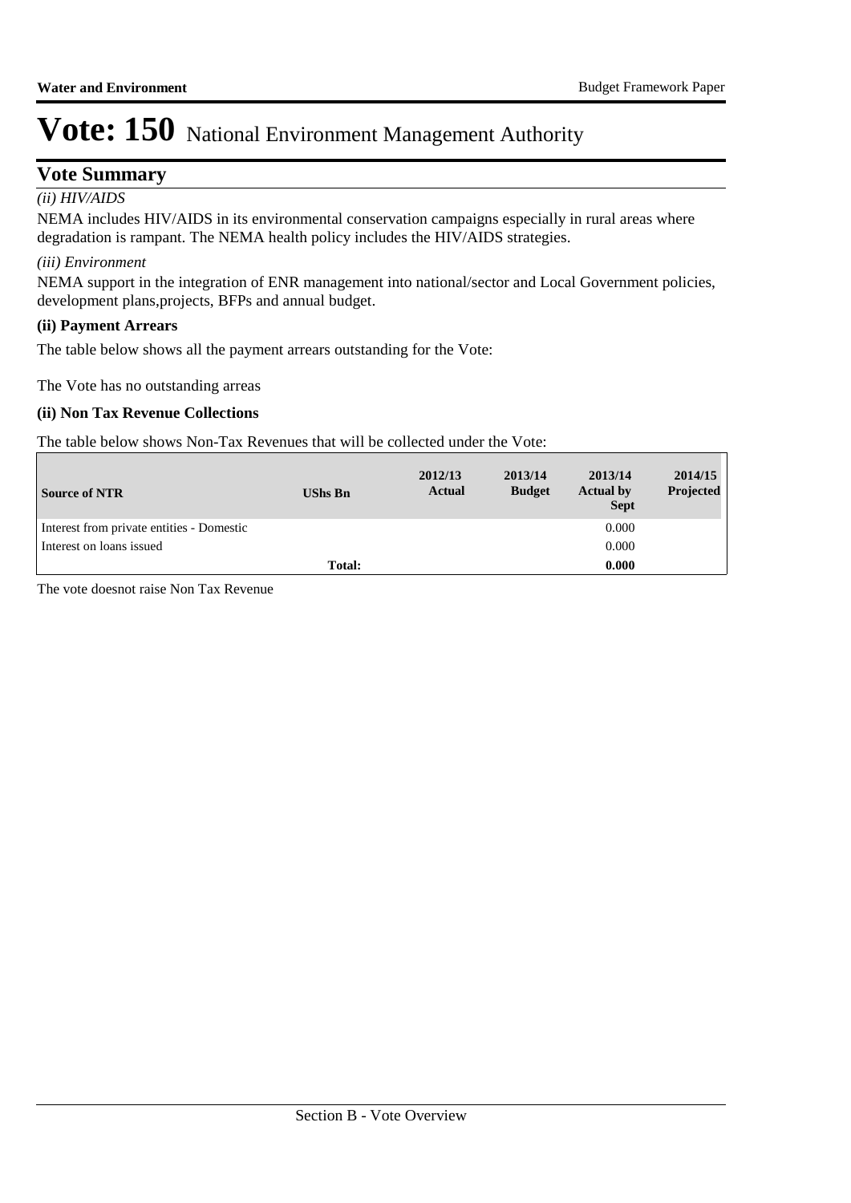# Vote: 150 National Environment Management Authority

## Vote Summary

*(ii) HIV/AIDS*

NEMA includes HIV/AIDS in its environmental conservation campaigns especially in rural areas where degradation is rampant. The NEMA health policy includes the HIV/AIDS strategies.

*(iii) Environment*

NEMA support in the integration of ENR management into national/sector and Local Government policies, development plans,projects, BFPs and annual budget.

**(ii) Payment Arrears**

The table below shows all the payment arrears outstanding for the Vote:

The Vote has no outstanding arreas

**(ii) Non Tax Revenue Collections**

The table below shows Non-Tax Revenues that will be collected under the Vote:

| Source of NTR | UShs Bn | 2012/13 Actual | 2013/14 Budget | 2013/14 Actual by Sept | 2014/15 Projected |
|---|---|---|---|---|---|
| Interest from private entities - Domestic | | | | 0.000 | |
| Interest on loans issued | | | | 0.000 | |
| | **Total:** | | | **0.000** | |

The vote doesnot raise Non Tax Revenue